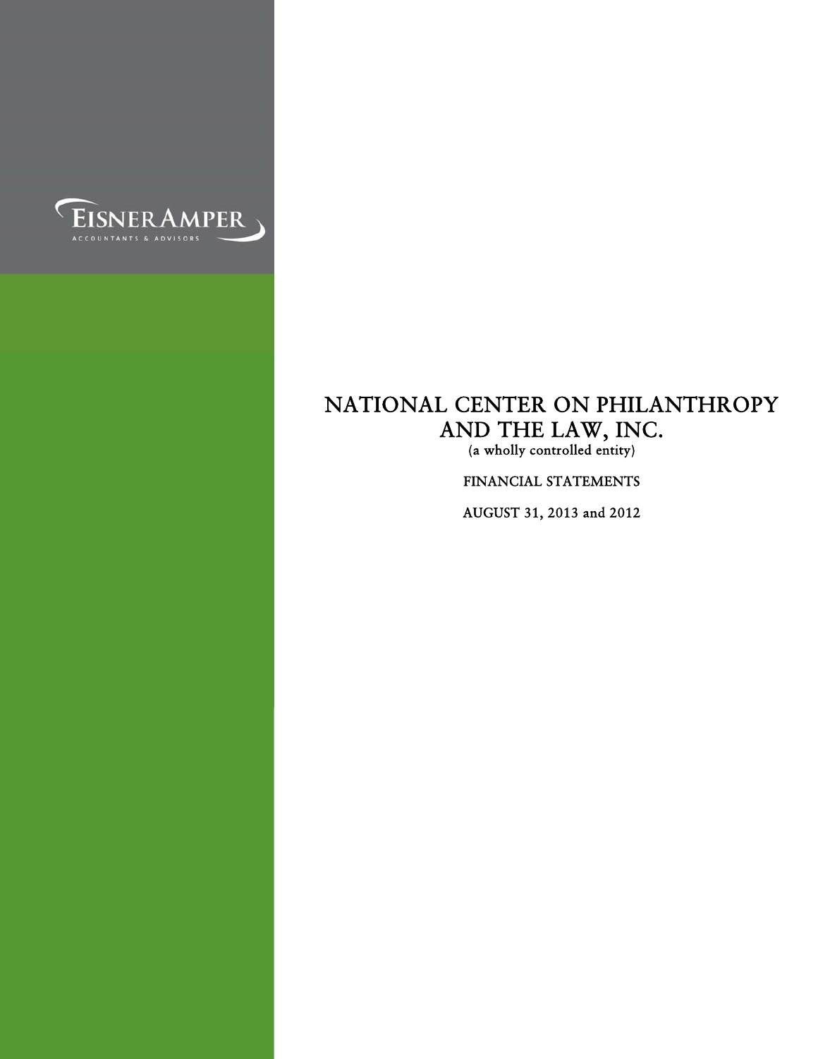EISNERAMPER
ACCOUNTANTS & ADVISORS

# NATIONAL CENTER ON PHILANTHROPY AND THE LAW, INC.

(a wholly controlled entity)

FINANCIAL STATEMENTS

AUGUST 31, 2013 and 2012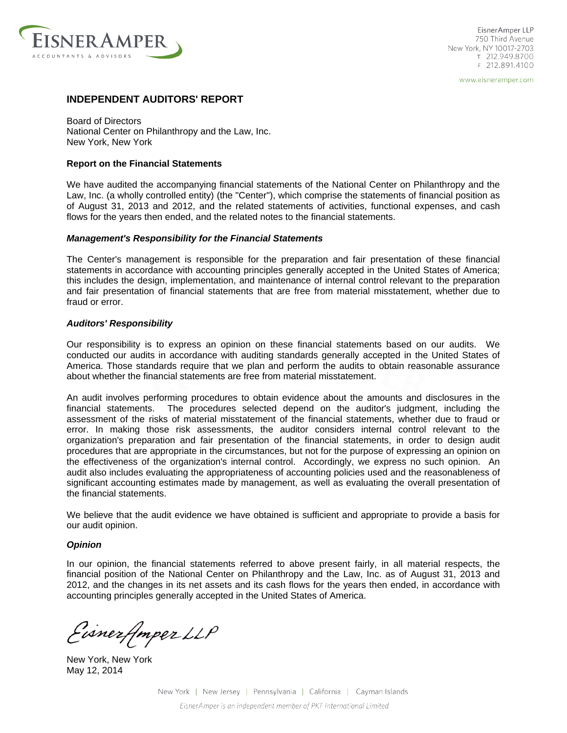EisnerAmper LLP
750 Third Avenue
New York, NY 10017-2703
T 212.949.8700
F 212.891.4100

www.eisneramper.com

## INDEPENDENT AUDITORS' REPORT

Board of Directors
National Center on Philanthropy and the Law, Inc.
New York, New York

### Report on the Financial Statements

We have audited the accompanying financial statements of the National Center on Philanthropy and the Law, Inc. (a wholly controlled entity) (the "Center"), which comprise the statements of financial position as of August 31, 2013 and 2012, and the related statements of activities, functional expenses, and cash flows for the years then ended, and the related notes to the financial statements.

***Management's Responsibility for the Financial Statements***

The Center's management is responsible for the preparation and fair presentation of these financial statements in accordance with accounting principles generally accepted in the United States of America; this includes the design, implementation, and maintenance of internal control relevant to the preparation and fair presentation of financial statements that are free from material misstatement, whether due to fraud or error.

***Auditors' Responsibility***

Our responsibility is to express an opinion on these financial statements based on our audits. We conducted our audits in accordance with auditing standards generally accepted in the United States of America. Those standards require that we plan and perform the audits to obtain reasonable assurance about whether the financial statements are free from material misstatement.

An audit involves performing procedures to obtain evidence about the amounts and disclosures in the financial statements. The procedures selected depend on the auditor's judgment, including the assessment of the risks of material misstatement of the financial statements, whether due to fraud or error. In making those risk assessments, the auditor considers internal control relevant to the organization's preparation and fair presentation of the financial statements, in order to design audit procedures that are appropriate in the circumstances, but not for the purpose of expressing an opinion on the effectiveness of the organization's internal control. Accordingly, we express no such opinion. An audit also includes evaluating the appropriateness of accounting policies used and the reasonableness of significant accounting estimates made by management, as well as evaluating the overall presentation of the financial statements.

We believe that the audit evidence we have obtained is sufficient and appropriate to provide a basis for our audit opinion.

***Opinion***

In our opinion, the financial statements referred to above present fairly, in all material respects, the financial position of the National Center on Philanthropy and the Law, Inc. as of August 31, 2013 and 2012, and the changes in its net assets and its cash flows for the years then ended, in accordance with accounting principles generally accepted in the United States of America.

EisnerAmper LLP

New York, New York
May 12, 2014

New York | New Jersey | Pennsylvania | California | Cayman Islands

*EisnerAmper is an independent member of PKF International Limited*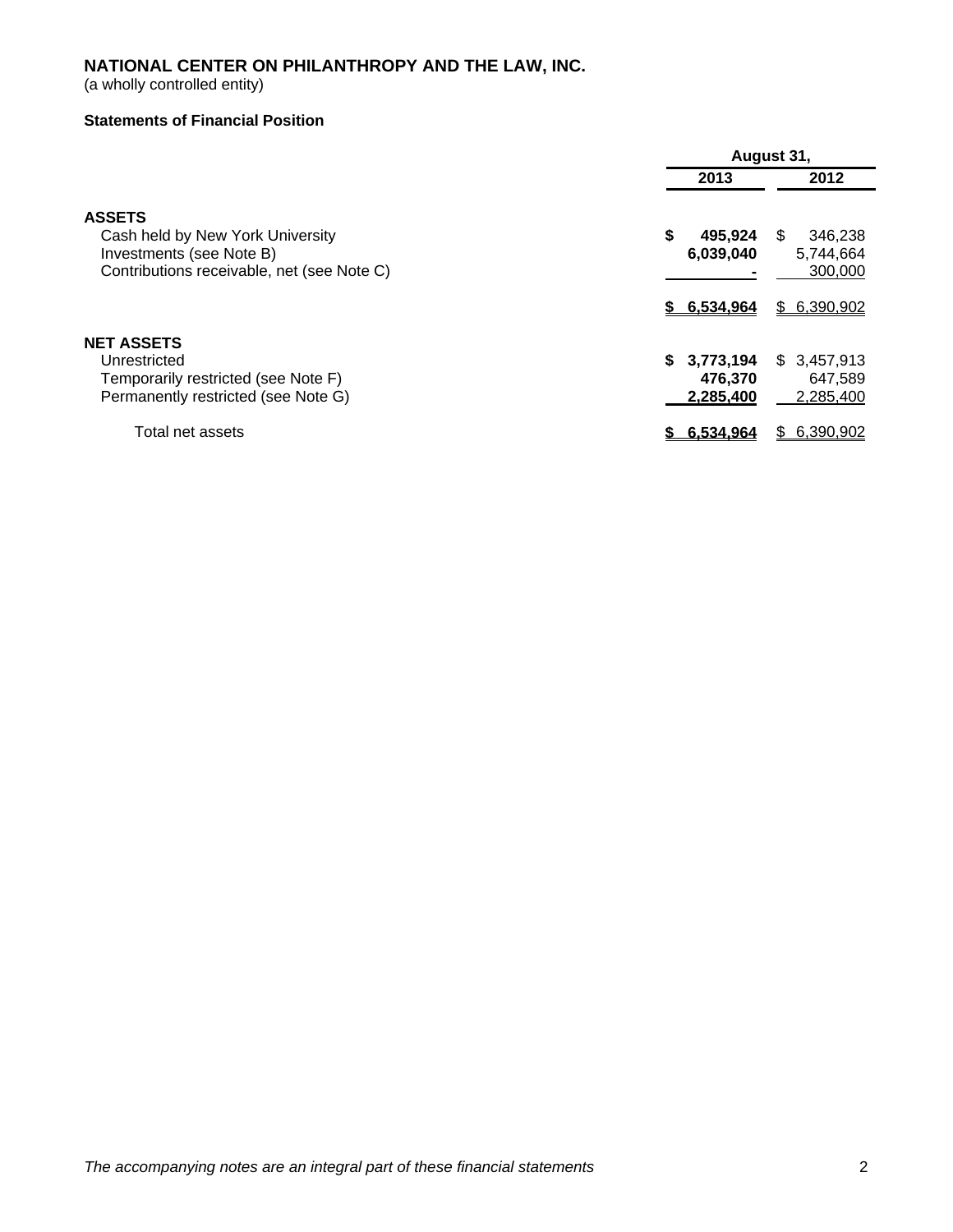# NATIONAL CENTER ON PHILANTHROPY AND THE LAW, INC.

(a wholly controlled entity)

**Statements of Financial Position**

| | August 31, | |
|---|---|---|
| | **2013** | **2012** |
| **ASSETS** | | |
| Cash held by New York University | **$ 495,924** | $ 346,238 |
| Investments (see Note B) | **6,039,040** | 5,744,664 |
| Contributions receivable, net (see Note C) | **-** | 300,000 |
| | **$ 6,534,964** | $ 6,390,902 |
| **NET ASSETS** | | |
| Unrestricted | **$ 3,773,194** | $ 3,457,913 |
| Temporarily restricted (see Note F) | **476,370** | 647,589 |
| Permanently restricted (see Note G) | **2,285,400** | 2,285,400 |
| Total net assets | **$ 6,534,964** | $ 6,390,902 |

*The accompanying notes are an integral part of these financial statements*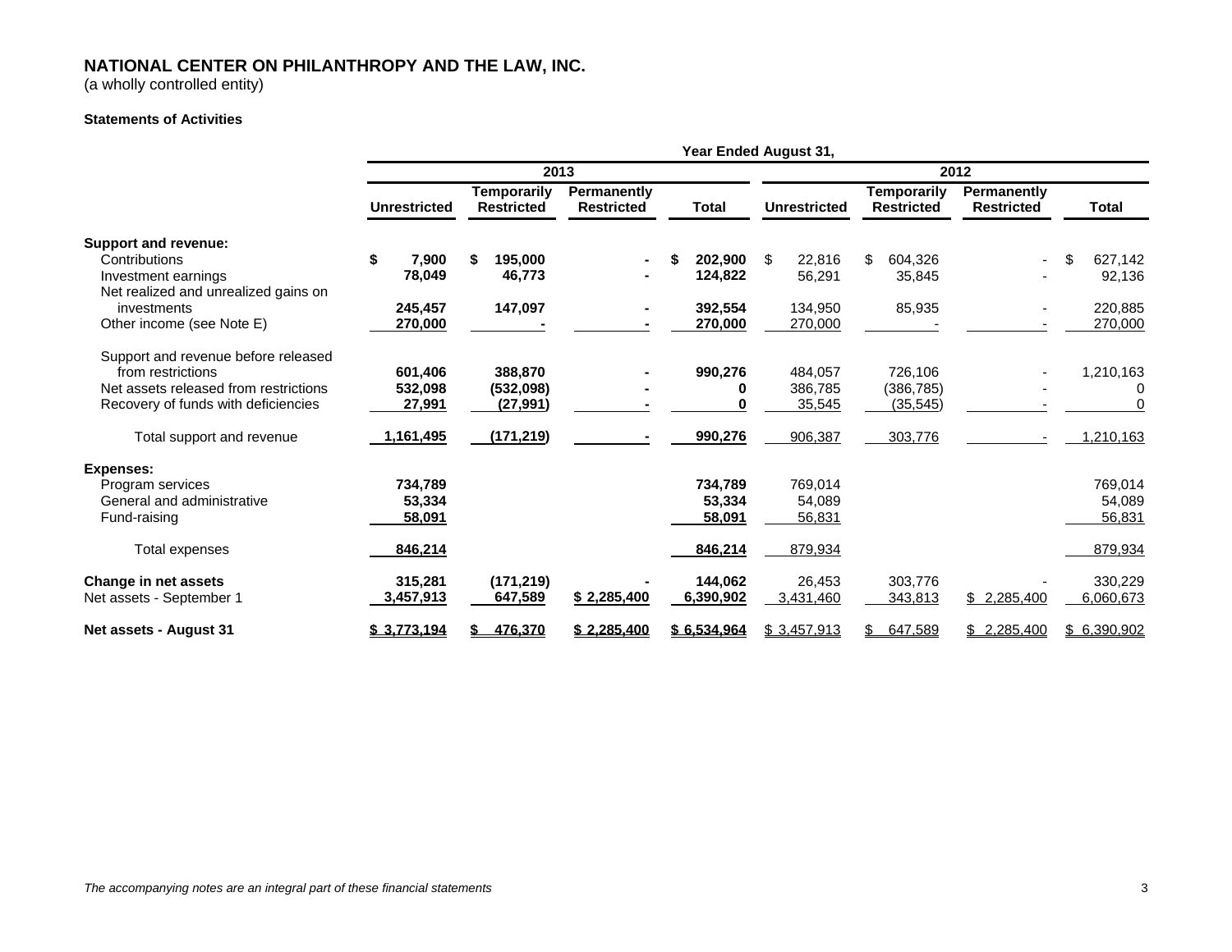# NATIONAL CENTER ON PHILANTHROPY AND THE LAW, INC.

(a wholly controlled entity)

### Statements of Activities

| | Year Ended August 31, | | | | | | | |
|---|---|---|---|---|---|---|---|---|
| | 2013 | | | | 2012 | | | |
| | Unrestricted | Temporarily Restricted | Permanently Restricted | Total | Unrestricted | Temporarily Restricted | Permanently Restricted | Total |
| **Support and revenue:** | | | | | | | | |
| Contributions | $ 7,900 | $ 195,000 | - | $ 202,900 | $ 22,816 | $ 604,326 | - | $ 627,142 |
| Investment earnings | 78,049 | 46,773 | - | 124,822 | 56,291 | 35,845 | - | 92,136 |
| Net realized and unrealized gains on investments | 245,457 | 147,097 | - | 392,554 | 134,950 | 85,935 | - | 220,885 |
| Other income (see Note E) | 270,000 | - | - | 270,000 | 270,000 | - | - | 270,000 |
| Support and revenue before released from restrictions | 601,406 | 388,870 | - | 990,276 | 484,057 | 726,106 | - | 1,210,163 |
| Net assets released from restrictions | 532,098 | (532,098) | - | 0 | 386,785 | (386,785) | - | 0 |
| Recovery of funds with deficiencies | 27,991 | (27,991) | - | 0 | 35,545 | (35,545) | - | 0 |
| Total support and revenue | 1,161,495 | (171,219) | - | 990,276 | 906,387 | 303,776 | - | 1,210,163 |
| **Expenses:** | | | | | | | | |
| Program services | 734,789 | | | 734,789 | 769,014 | | | 769,014 |
| General and administrative | 53,334 | | | 53,334 | 54,089 | | | 54,089 |
| Fund-raising | 58,091 | | | 58,091 | 56,831 | | | 56,831 |
| Total expenses | 846,214 | | | 846,214 | 879,934 | | | 879,934 |
| **Change in net assets** | 315,281 | (171,219) | - | 144,062 | 26,453 | 303,776 | - | 330,229 |
| Net assets - September 1 | 3,457,913 | 647,589 | $ 2,285,400 | 6,390,902 | 3,431,460 | 343,813 | $ 2,285,400 | 6,060,673 |
| **Net assets - August 31** | $ 3,773,194 | $ 476,370 | $ 2,285,400 | $ 6,534,964 | $ 3,457,913 | $ 647,589 | $ 2,285,400 | $ 6,390,902 |

*The accompanying notes are an integral part of these financial statements*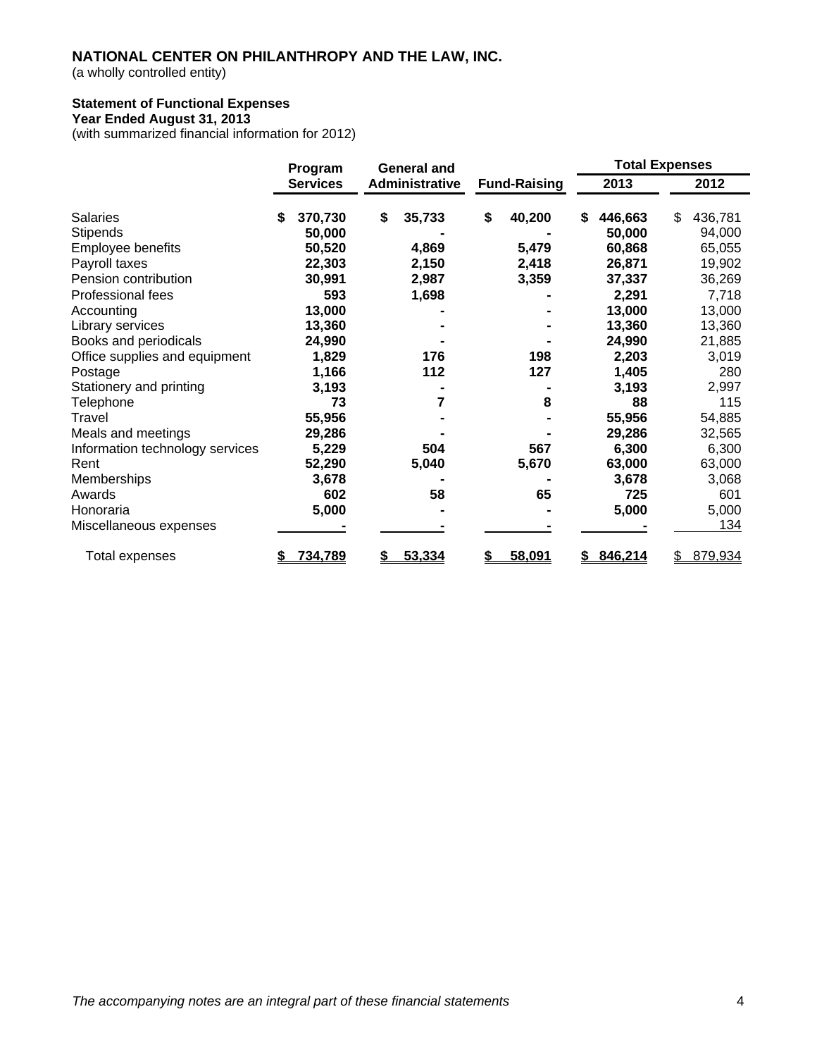# NATIONAL CENTER ON PHILANTHROPY AND THE LAW, INC.

(a wholly controlled entity)

## Statement of Functional Expenses

**Year Ended August 31, 2013**

(with summarized financial information for 2012)

| | Program Services | General and Administrative | Fund-Raising | Total Expenses 2013 | Total Expenses 2012 |
|---|---|---|---|---|---|
| Salaries | $ 370,730 | $ 35,733 | $ 40,200 | $ 446,663 | $ 436,781 |
| Stipends | 50,000 | - | - | 50,000 | 94,000 |
| Employee benefits | 50,520 | 4,869 | 5,479 | 60,868 | 65,055 |
| Payroll taxes | 22,303 | 2,150 | 2,418 | 26,871 | 19,902 |
| Pension contribution | 30,991 | 2,987 | 3,359 | 37,337 | 36,269 |
| Professional fees | 593 | 1,698 | - | 2,291 | 7,718 |
| Accounting | 13,000 | - | - | 13,000 | 13,000 |
| Library services | 13,360 | - | - | 13,360 | 13,360 |
| Books and periodicals | 24,990 | - | - | 24,990 | 21,885 |
| Office supplies and equipment | 1,829 | 176 | 198 | 2,203 | 3,019 |
| Postage | 1,166 | 112 | 127 | 1,405 | 280 |
| Stationery and printing | 3,193 | - | - | 3,193 | 2,997 |
| Telephone | 73 | 7 | 8 | 88 | 115 |
| Travel | 55,956 | - | - | 55,956 | 54,885 |
| Meals and meetings | 29,286 | - | - | 29,286 | 32,565 |
| Information technology services | 5,229 | 504 | 567 | 6,300 | 6,300 |
| Rent | 52,290 | 5,040 | 5,670 | 63,000 | 63,000 |
| Memberships | 3,678 | - | - | 3,678 | 3,068 |
| Awards | 602 | 58 | 65 | 725 | 601 |
| Honoraria | 5,000 | - | - | 5,000 | 5,000 |
| Miscellaneous expenses | - | - | - | - | 134 |
| Total expenses | $ 734,789 | $ 53,334 | $ 58,091 | $ 846,214 | $ 879,934 |

*The accompanying notes are an integral part of these financial statements*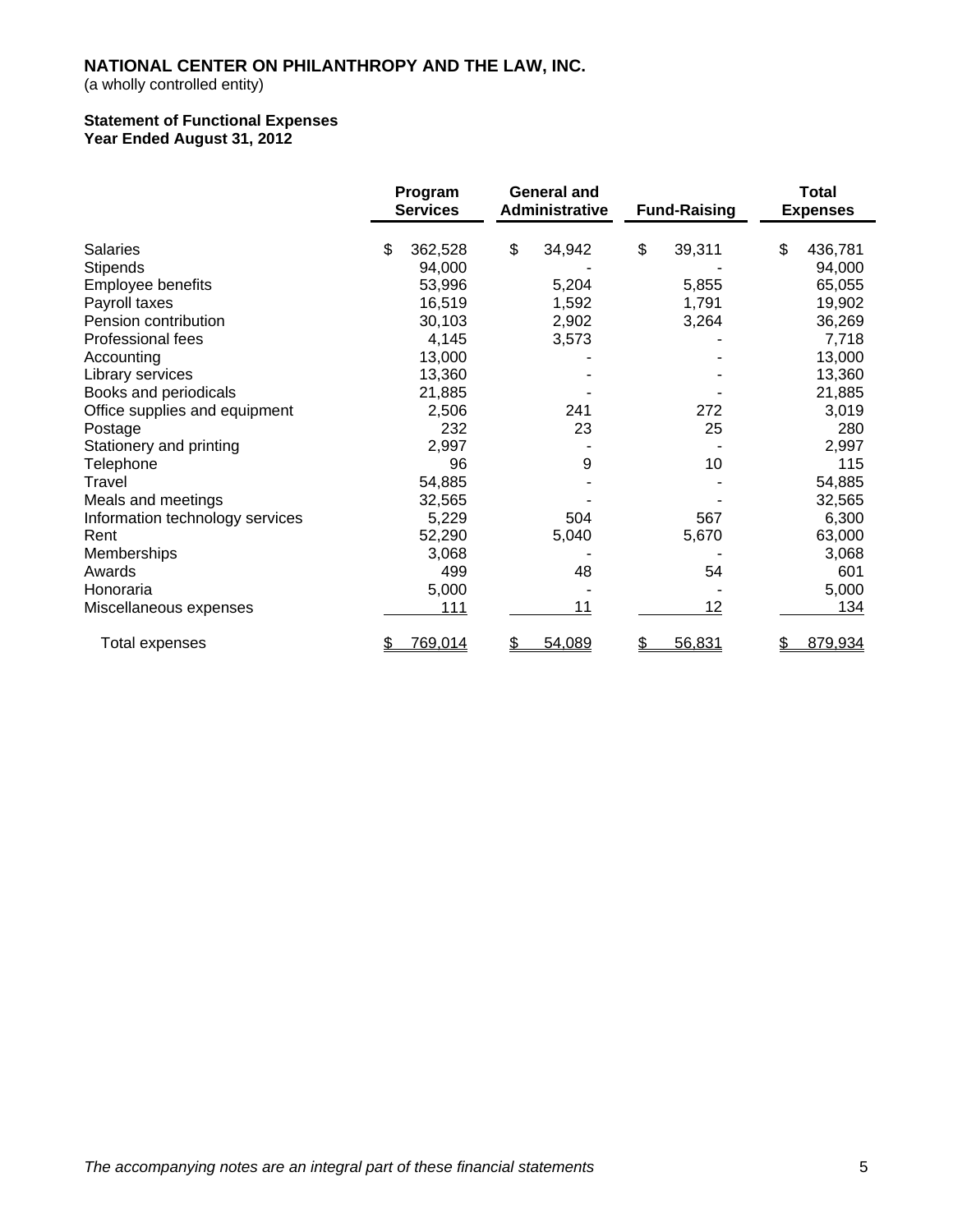**NATIONAL CENTER ON PHILANTHROPY AND THE LAW, INC.**
(a wholly controlled entity)

**Statement of Functional Expenses**
**Year Ended August 31, 2012**

| | Program Services | General and Administrative | Fund-Raising | Total Expenses |
|---|---|---|---|---|
| Salaries | $ 362,528 | $ 34,942 | $ 39,311 | $ 436,781 |
| Stipends | 94,000 | - | - | 94,000 |
| Employee benefits | 53,996 | 5,204 | 5,855 | 65,055 |
| Payroll taxes | 16,519 | 1,592 | 1,791 | 19,902 |
| Pension contribution | 30,103 | 2,902 | 3,264 | 36,269 |
| Professional fees | 4,145 | 3,573 | - | 7,718 |
| Accounting | 13,000 | - | - | 13,000 |
| Library services | 13,360 | - | - | 13,360 |
| Books and periodicals | 21,885 | - | - | 21,885 |
| Office supplies and equipment | 2,506 | 241 | 272 | 3,019 |
| Postage | 232 | 23 | 25 | 280 |
| Stationery and printing | 2,997 | - | - | 2,997 |
| Telephone | 96 | 9 | 10 | 115 |
| Travel | 54,885 | - | - | 54,885 |
| Meals and meetings | 32,565 | - | - | 32,565 |
| Information technology services | 5,229 | 504 | 567 | 6,300 |
| Rent | 52,290 | 5,040 | 5,670 | 63,000 |
| Memberships | 3,068 | - | - | 3,068 |
| Awards | 499 | 48 | 54 | 601 |
| Honoraria | 5,000 | - | - | 5,000 |
| Miscellaneous expenses | 111 | 11 | 12 | 134 |
| Total expenses | $ 769,014 | $ 54,089 | $ 56,831 | $ 879,934 |

*The accompanying notes are an integral part of these financial statements*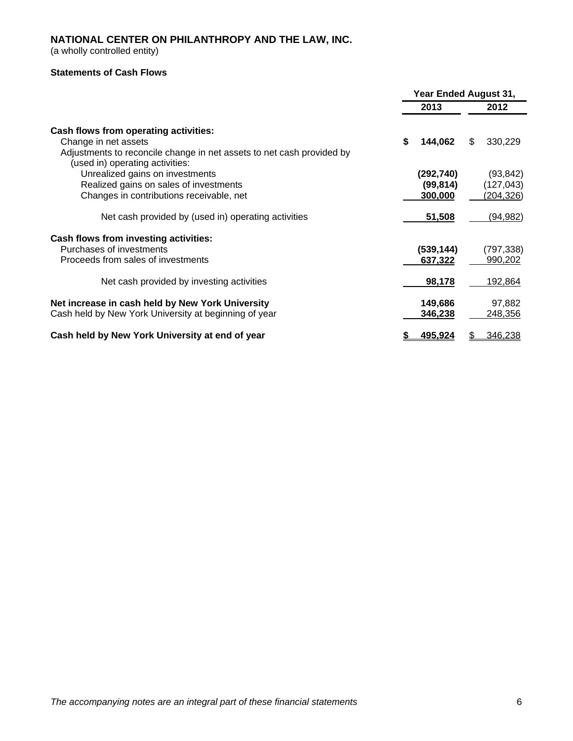**NATIONAL CENTER ON PHILANTHROPY AND THE LAW, INC.**
(a wholly controlled entity)

**Statements of Cash Flows**

| | Year Ended August 31, | |
|---|---|---|
| | **2013** | **2012** |
| **Cash flows from operating activities:** | | |
| Change in net assets | **$ 144,062** | $ 330,229 |
| Adjustments to reconcile change in net assets to net cash provided by (used in) operating activities: | | |
| Unrealized gains on investments | **(292,740)** | (93,842) |
| Realized gains on sales of investments | **(99,814)** | (127,043) |
| Changes in contributions receivable, net | **300,000** | (204,326) |
| Net cash provided by (used in) operating activities | **51,508** | (94,982) |
| **Cash flows from investing activities:** | | |
| Purchases of investments | **(539,144)** | (797,338) |
| Proceeds from sales of investments | **637,322** | 990,202 |
| Net cash provided by investing activities | **98,178** | 192,864 |
| **Net increase in cash held by New York University** | **149,686** | 97,882 |
| Cash held by New York University at beginning of year | **346,238** | 248,356 |
| **Cash held by New York University at end of year** | **$ 495,924** | $ 346,238 |

*The accompanying notes are an integral part of these financial statements*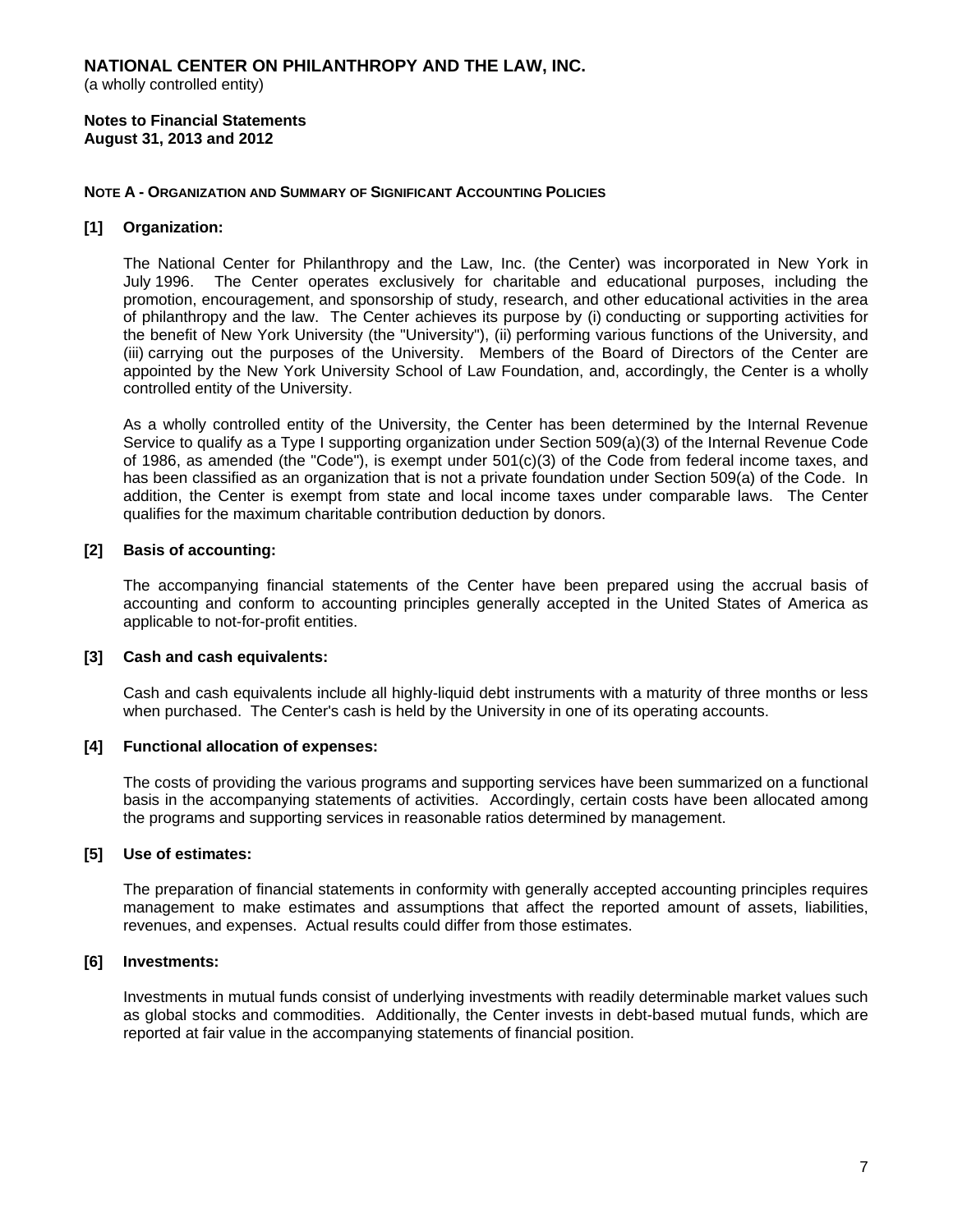**NATIONAL CENTER ON PHILANTHROPY AND THE LAW, INC.**
(a wholly controlled entity)

**Notes to Financial Statements**
**August 31, 2013 and 2012**

### NOTE A - ORGANIZATION AND SUMMARY OF SIGNIFICANT ACCOUNTING POLICIES

**[1] Organization:**

The National Center for Philanthropy and the Law, Inc. (the Center) was incorporated in New York in July 1996. The Center operates exclusively for charitable and educational purposes, including the promotion, encouragement, and sponsorship of study, research, and other educational activities in the area of philanthropy and the law. The Center achieves its purpose by (i) conducting or supporting activities for the benefit of New York University (the "University"), (ii) performing various functions of the University, and (iii) carrying out the purposes of the University. Members of the Board of Directors of the Center are appointed by the New York University School of Law Foundation, and, accordingly, the Center is a wholly controlled entity of the University.

As a wholly controlled entity of the University, the Center has been determined by the Internal Revenue Service to qualify as a Type I supporting organization under Section 509(a)(3) of the Internal Revenue Code of 1986, as amended (the "Code"), is exempt under 501(c)(3) of the Code from federal income taxes, and has been classified as an organization that is not a private foundation under Section 509(a) of the Code. In addition, the Center is exempt from state and local income taxes under comparable laws. The Center qualifies for the maximum charitable contribution deduction by donors.

**[2] Basis of accounting:**

The accompanying financial statements of the Center have been prepared using the accrual basis of accounting and conform to accounting principles generally accepted in the United States of America as applicable to not-for-profit entities.

**[3] Cash and cash equivalents:**

Cash and cash equivalents include all highly-liquid debt instruments with a maturity of three months or less when purchased. The Center's cash is held by the University in one of its operating accounts.

**[4] Functional allocation of expenses:**

The costs of providing the various programs and supporting services have been summarized on a functional basis in the accompanying statements of activities. Accordingly, certain costs have been allocated among the programs and supporting services in reasonable ratios determined by management.

**[5] Use of estimates:**

The preparation of financial statements in conformity with generally accepted accounting principles requires management to make estimates and assumptions that affect the reported amount of assets, liabilities, revenues, and expenses. Actual results could differ from those estimates.

**[6] Investments:**

Investments in mutual funds consist of underlying investments with readily determinable market values such as global stocks and commodities. Additionally, the Center invests in debt-based mutual funds, which are reported at fair value in the accompanying statements of financial position.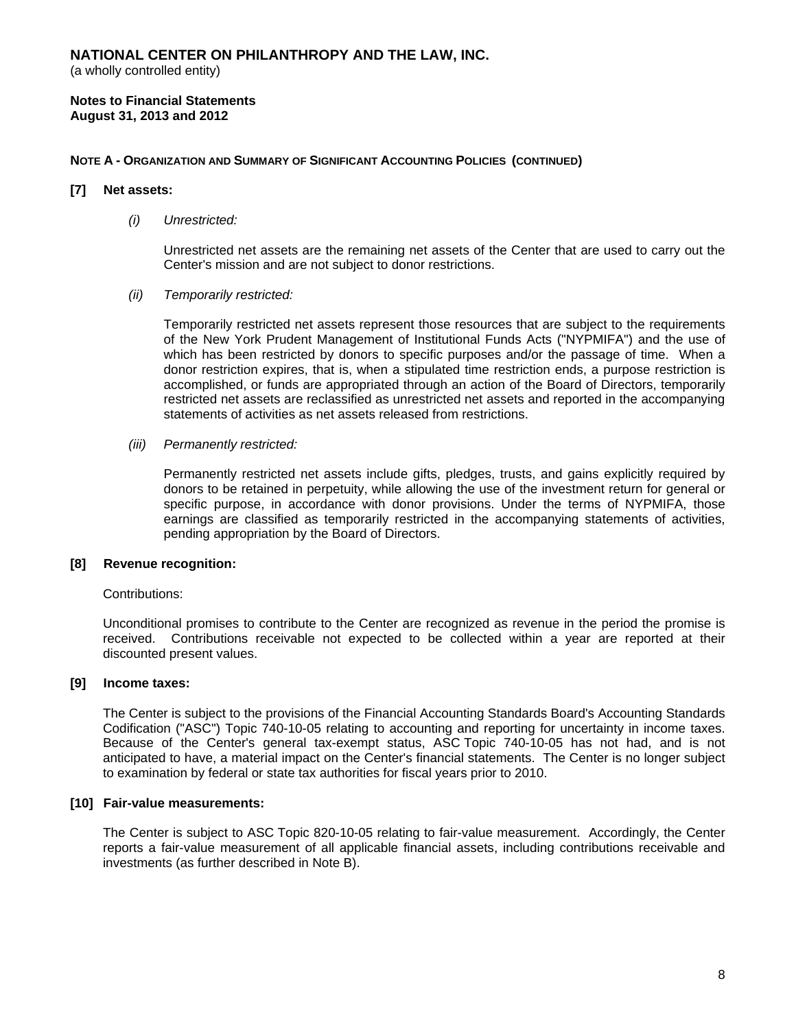# NATIONAL CENTER ON PHILANTHROPY AND THE LAW, INC.

(a wholly controlled entity)

**Notes to Financial Statements**
**August 31, 2013 and 2012**

**NOTE A - ORGANIZATION AND SUMMARY OF SIGNIFICANT ACCOUNTING POLICIES (CONTINUED)**

**[7] Net assets:**

*(i) Unrestricted:*

Unrestricted net assets are the remaining net assets of the Center that are used to carry out the Center's mission and are not subject to donor restrictions.

*(ii) Temporarily restricted:*

Temporarily restricted net assets represent those resources that are subject to the requirements of the New York Prudent Management of Institutional Funds Acts ("NYPMIFA") and the use of which has been restricted by donors to specific purposes and/or the passage of time. When a donor restriction expires, that is, when a stipulated time restriction ends, a purpose restriction is accomplished, or funds are appropriated through an action of the Board of Directors, temporarily restricted net assets are reclassified as unrestricted net assets and reported in the accompanying statements of activities as net assets released from restrictions.

*(iii) Permanently restricted:*

Permanently restricted net assets include gifts, pledges, trusts, and gains explicitly required by donors to be retained in perpetuity, while allowing the use of the investment return for general or specific purpose, in accordance with donor provisions. Under the terms of NYPMIFA, those earnings are classified as temporarily restricted in the accompanying statements of activities, pending appropriation by the Board of Directors.

**[8] Revenue recognition:**

Contributions:

Unconditional promises to contribute to the Center are recognized as revenue in the period the promise is received. Contributions receivable not expected to be collected within a year are reported at their discounted present values.

**[9] Income taxes:**

The Center is subject to the provisions of the Financial Accounting Standards Board's Accounting Standards Codification ("ASC") Topic 740-10-05 relating to accounting and reporting for uncertainty in income taxes. Because of the Center's general tax-exempt status, ASC Topic 740-10-05 has not had, and is not anticipated to have, a material impact on the Center's financial statements. The Center is no longer subject to examination by federal or state tax authorities for fiscal years prior to 2010.

**[10] Fair-value measurements:**

The Center is subject to ASC Topic 820-10-05 relating to fair-value measurement. Accordingly, the Center reports a fair-value measurement of all applicable financial assets, including contributions receivable and investments (as further described in Note B).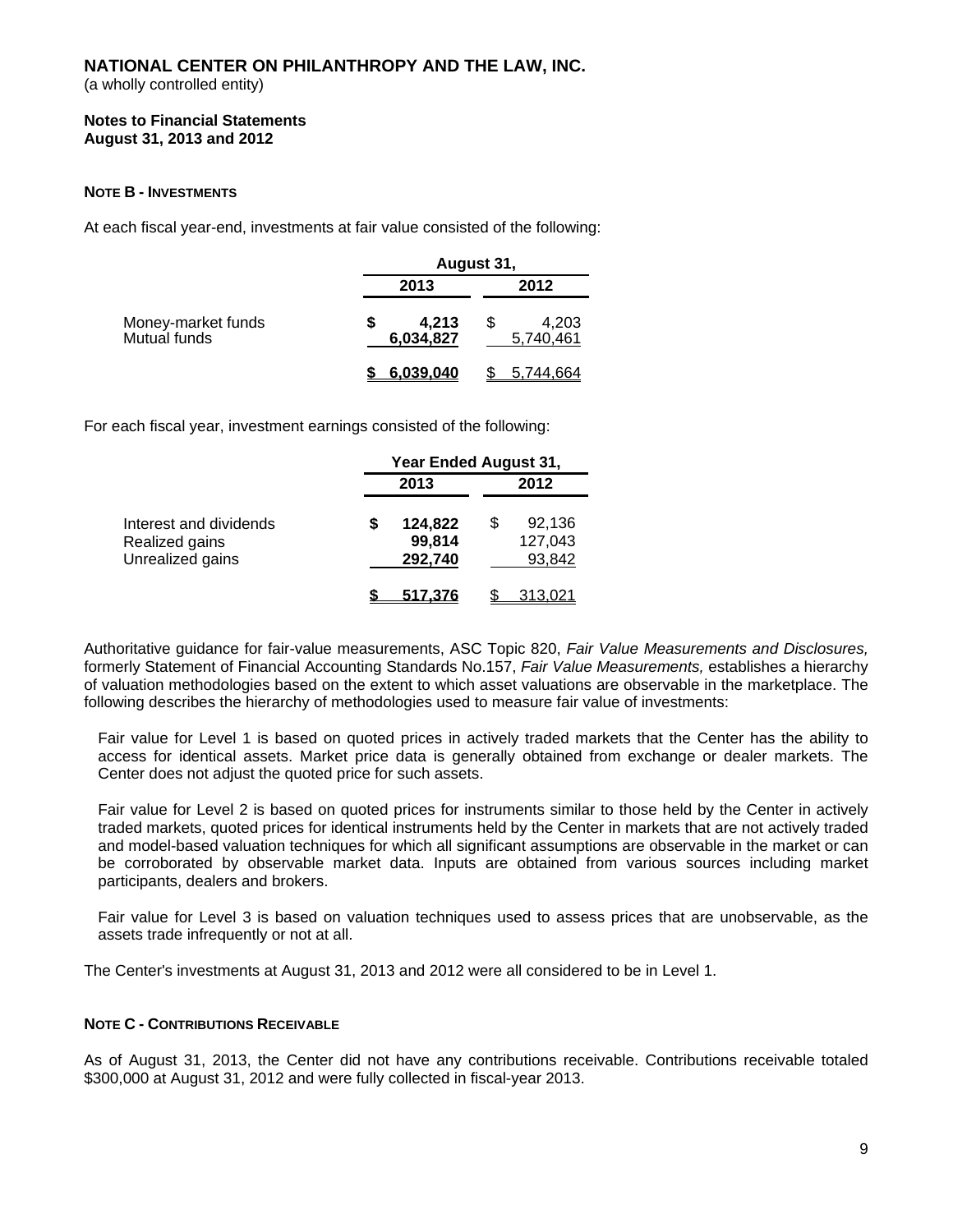**NATIONAL CENTER ON PHILANTHROPY AND THE LAW, INC.**
(a wholly controlled entity)

**Notes to Financial Statements**
**August 31, 2013 and 2012**

**NOTE B - INVESTMENTS**

At each fiscal year-end, investments at fair value consisted of the following:

| | August 31, | |
|---|---|---|
| | **2013** | **2012** |
| Money-market funds | **$ 4,213** | $ 4,203 |
| Mutual funds | **6,034,827** | 5,740,461 |
| | **$ 6,039,040** | $ 5,744,664 |

For each fiscal year, investment earnings consisted of the following:

| | Year Ended August 31, | |
|---|---|---|
| | **2013** | **2012** |
| Interest and dividends | **$ 124,822** | $ 92,136 |
| Realized gains | **99,814** | 127,043 |
| Unrealized gains | **292,740** | 93,842 |
| | **$ 517,376** | $ 313,021 |

Authoritative guidance for fair-value measurements, ASC Topic 820, *Fair Value Measurements and Disclosures,* formerly Statement of Financial Accounting Standards No.157, *Fair Value Measurements,* establishes a hierarchy of valuation methodologies based on the extent to which asset valuations are observable in the marketplace. The following describes the hierarchy of methodologies used to measure fair value of investments:

Fair value for Level 1 is based on quoted prices in actively traded markets that the Center has the ability to access for identical assets. Market price data is generally obtained from exchange or dealer markets. The Center does not adjust the quoted price for such assets.

Fair value for Level 2 is based on quoted prices for instruments similar to those held by the Center in actively traded markets, quoted prices for identical instruments held by the Center in markets that are not actively traded and model-based valuation techniques for which all significant assumptions are observable in the market or can be corroborated by observable market data. Inputs are obtained from various sources including market participants, dealers and brokers.

Fair value for Level 3 is based on valuation techniques used to assess prices that are unobservable, as the assets trade infrequently or not at all.

The Center's investments at August 31, 2013 and 2012 were all considered to be in Level 1.

**NOTE C - CONTRIBUTIONS RECEIVABLE**

As of August 31, 2013, the Center did not have any contributions receivable. Contributions receivable totaled $300,000 at August 31, 2012 and were fully collected in fiscal-year 2013.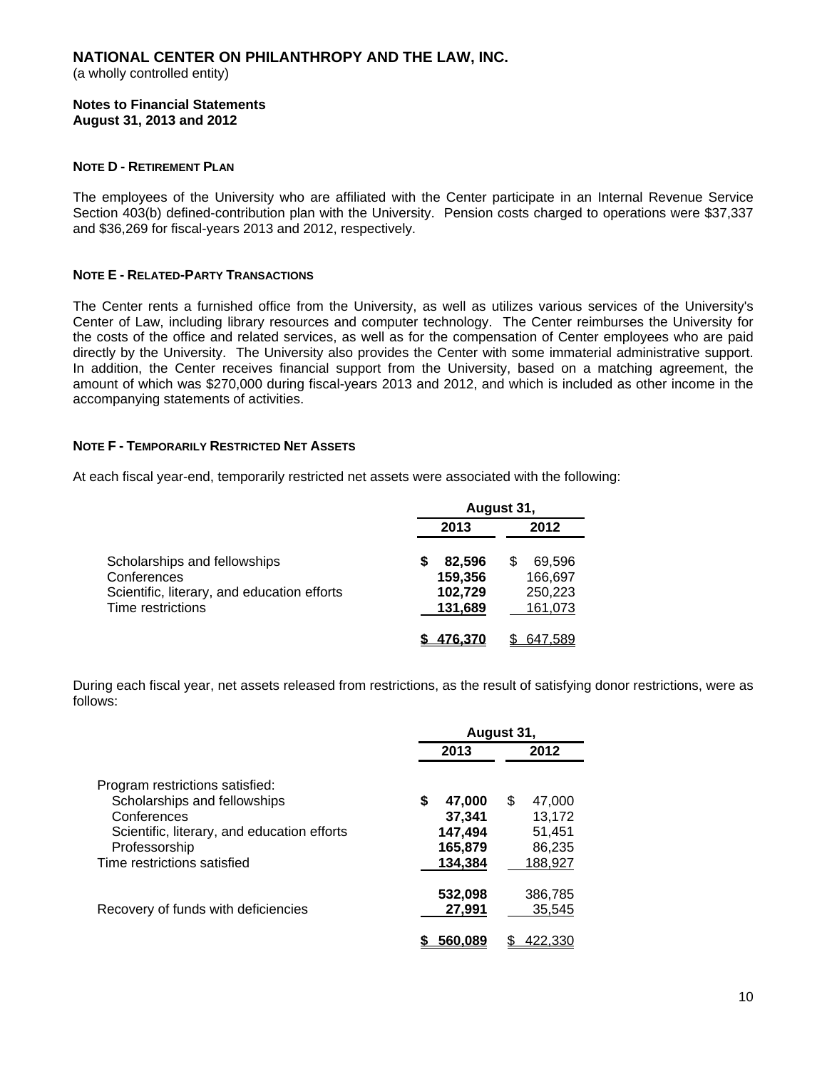# NATIONAL CENTER ON PHILANTHROPY AND THE LAW, INC.

(a wholly controlled entity)

**Notes to Financial Statements**
**August 31, 2013 and 2012**

### NOTE D - RETIREMENT PLAN

The employees of the University who are affiliated with the Center participate in an Internal Revenue Service Section 403(b) defined-contribution plan with the University. Pension costs charged to operations were $37,337 and $36,269 for fiscal-years 2013 and 2012, respectively.

### NOTE E - RELATED-PARTY TRANSACTIONS

The Center rents a furnished office from the University, as well as utilizes various services of the University's Center of Law, including library resources and computer technology. The Center reimburses the University for the costs of the office and related services, as well as for the compensation of Center employees who are paid directly by the University. The University also provides the Center with some immaterial administrative support. In addition, the Center receives financial support from the University, based on a matching agreement, the amount of which was $270,000 during fiscal-years 2013 and 2012, and which is included as other income in the accompanying statements of activities.

### NOTE F - TEMPORARILY RESTRICTED NET ASSETS

At each fiscal year-end, temporarily restricted net assets were associated with the following:

| | August 31, | |
|---|---|---|
| | **2013** | **2012** |
| Scholarships and fellowships | **$ 82,596** | $ 69,596 |
| Conferences | **159,356** | 166,697 |
| Scientific, literary, and education efforts | **102,729** | 250,223 |
| Time restrictions | **131,689** | 161,073 |
| | **$ 476,370** | $ 647,589 |

During each fiscal year, net assets released from restrictions, as the result of satisfying donor restrictions, were as follows:

| | August 31, | |
|---|---|---|
| | **2013** | **2012** |
| Program restrictions satisfied: | | |
| Scholarships and fellowships | **$ 47,000** | $ 47,000 |
| Conferences | **37,341** | 13,172 |
| Scientific, literary, and education efforts | **147,494** | 51,451 |
| Professorship | **165,879** | 86,235 |
| Time restrictions satisfied | **134,384** | 188,927 |
| | **532,098** | 386,785 |
| Recovery of funds with deficiencies | **27,991** | 35,545 |
| | **$ 560,089** | $ 422,330 |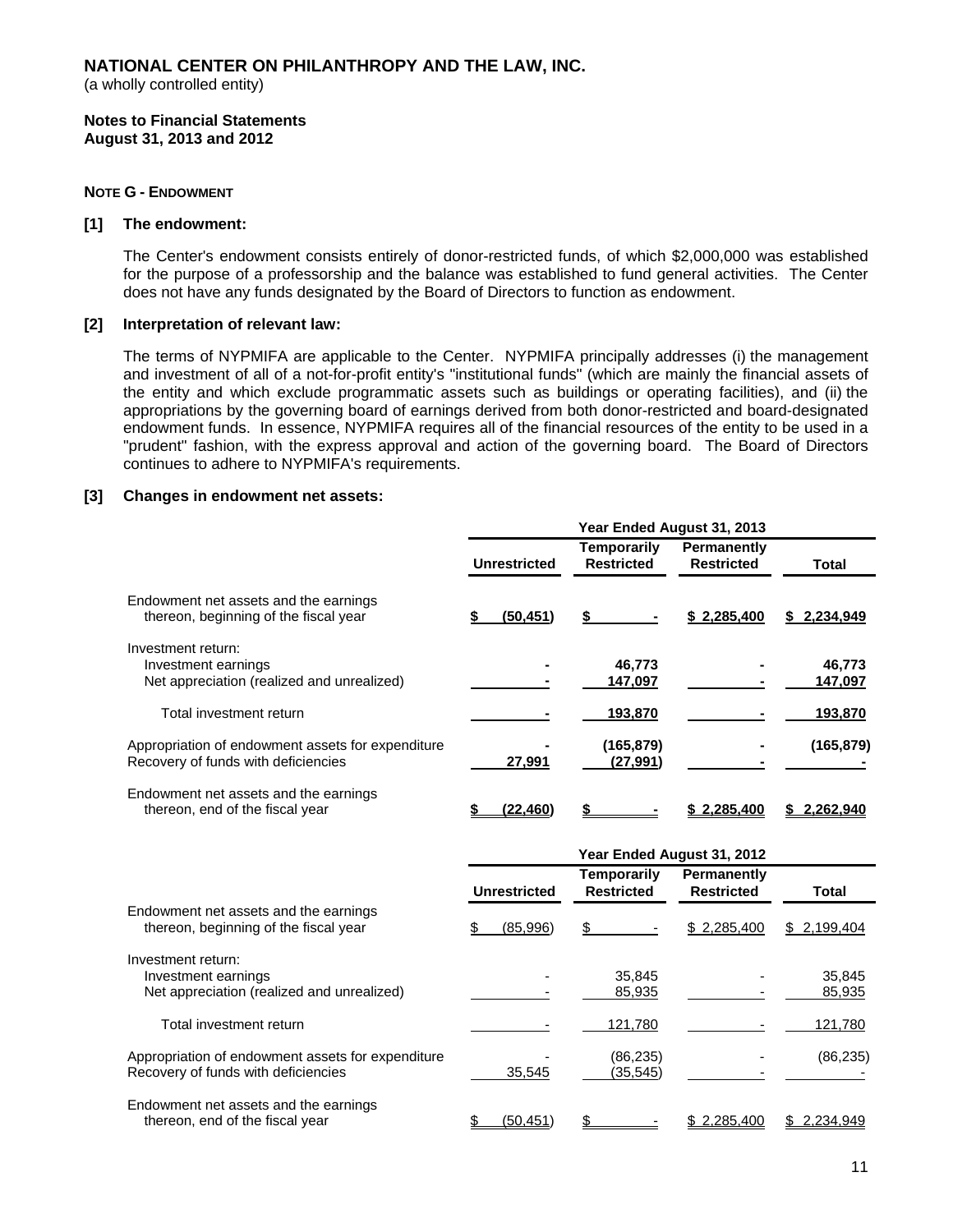**NATIONAL CENTER ON PHILANTHROPY AND THE LAW, INC.**
(a wholly controlled entity)

**Notes to Financial Statements**
**August 31, 2013 and 2012**

**NOTE G - ENDOWMENT**

**[1] The endowment:**

The Center's endowment consists entirely of donor-restricted funds, of which $2,000,000 was established for the purpose of a professorship and the balance was established to fund general activities. The Center does not have any funds designated by the Board of Directors to function as endowment.

**[2] Interpretation of relevant law:**

The terms of NYPMIFA are applicable to the Center. NYPMIFA principally addresses (i) the management and investment of all of a not-for-profit entity's "institutional funds" (which are mainly the financial assets of the entity and which exclude programmatic assets such as buildings or operating facilities), and (ii) the appropriations by the governing board of earnings derived from both donor-restricted and board-designated endowment funds. In essence, NYPMIFA requires all of the financial resources of the entity to be used in a "prudent" fashion, with the express approval and action of the governing board. The Board of Directors continues to adhere to NYPMIFA's requirements.

**[3] Changes in endowment net assets:**

| | Year Ended August 31, 2013 | | | |
|---|---|---|---|---|
| | **Unrestricted** | **Temporarily Restricted** | **Permanently Restricted** | **Total** |
| Endowment net assets and the earnings thereon, beginning of the fiscal year | **$ (50,451)** | **$ -** | **$ 2,285,400** | **$ 2,234,949** |
| Investment return: | | | | |
| Investment earnings | **-** | **46,773** | **-** | **46,773** |
| Net appreciation (realized and unrealized) | **-** | **147,097** | **-** | **147,097** |
| Total investment return | **-** | **193,870** | **-** | **193,870** |
| Appropriation of endowment assets for expenditure | **-** | **(165,879)** | **-** | **(165,879)** |
| Recovery of funds with deficiencies | **27,991** | **(27,991)** | **-** | **-** |
| Endowment net assets and the earnings thereon, end of the fiscal year | **$ (22,460)** | **$ -** | **$ 2,285,400** | **$ 2,262,940** |

| | Year Ended August 31, 2012 | | | |
|---|---|---|---|---|
| | **Unrestricted** | **Temporarily Restricted** | **Permanently Restricted** | **Total** |
| Endowment net assets and the earnings thereon, beginning of the fiscal year | $ (85,996) | $ - | $ 2,285,400 | $ 2,199,404 |
| Investment return: | | | | |
| Investment earnings | - | 35,845 | - | 35,845 |
| Net appreciation (realized and unrealized) | - | 85,935 | - | 85,935 |
| Total investment return | - | 121,780 | - | 121,780 |
| Appropriation of endowment assets for expenditure | - | (86,235) | - | (86,235) |
| Recovery of funds with deficiencies | 35,545 | (35,545) | - | - |
| Endowment net assets and the earnings thereon, end of the fiscal year | $ (50,451) | $ - | $ 2,285,400 | $ 2,234,949 |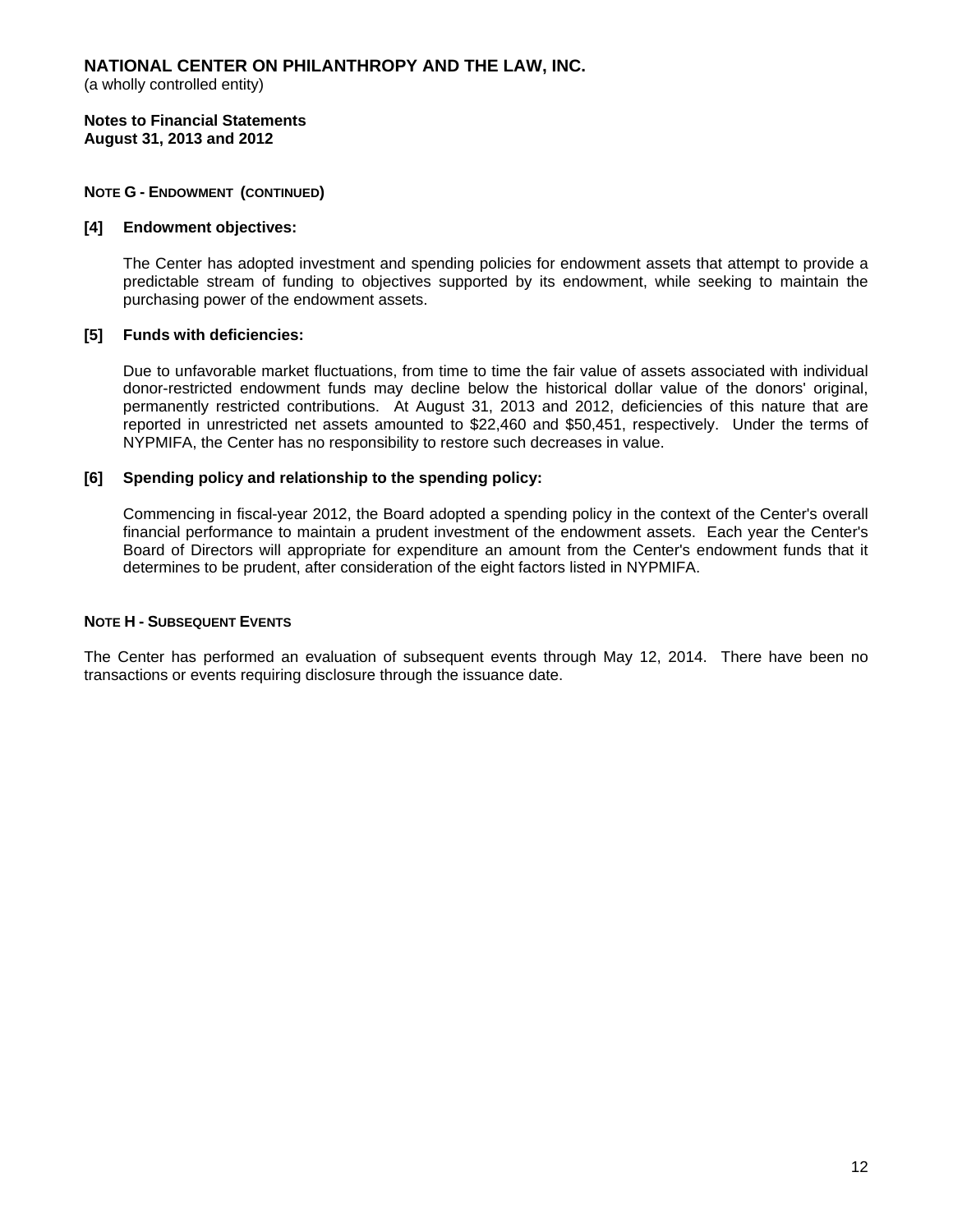**NATIONAL CENTER ON PHILANTHROPY AND THE LAW, INC.**
(a wholly controlled entity)

**Notes to Financial Statements**
**August 31, 2013 and 2012**

**NOTE G - ENDOWMENT (CONTINUED)**

**[4] Endowment objectives:**

The Center has adopted investment and spending policies for endowment assets that attempt to provide a predictable stream of funding to objectives supported by its endowment, while seeking to maintain the purchasing power of the endowment assets.

**[5] Funds with deficiencies:**

Due to unfavorable market fluctuations, from time to time the fair value of assets associated with individual donor-restricted endowment funds may decline below the historical dollar value of the donors' original, permanently restricted contributions. At August 31, 2013 and 2012, deficiencies of this nature that are reported in unrestricted net assets amounted to $22,460 and $50,451, respectively. Under the terms of NYPMIFA, the Center has no responsibility to restore such decreases in value.

**[6] Spending policy and relationship to the spending policy:**

Commencing in fiscal-year 2012, the Board adopted a spending policy in the context of the Center's overall financial performance to maintain a prudent investment of the endowment assets. Each year the Center's Board of Directors will appropriate for expenditure an amount from the Center's endowment funds that it determines to be prudent, after consideration of the eight factors listed in NYPMIFA.

**NOTE H - SUBSEQUENT EVENTS**

The Center has performed an evaluation of subsequent events through May 12, 2014. There have been no transactions or events requiring disclosure through the issuance date.